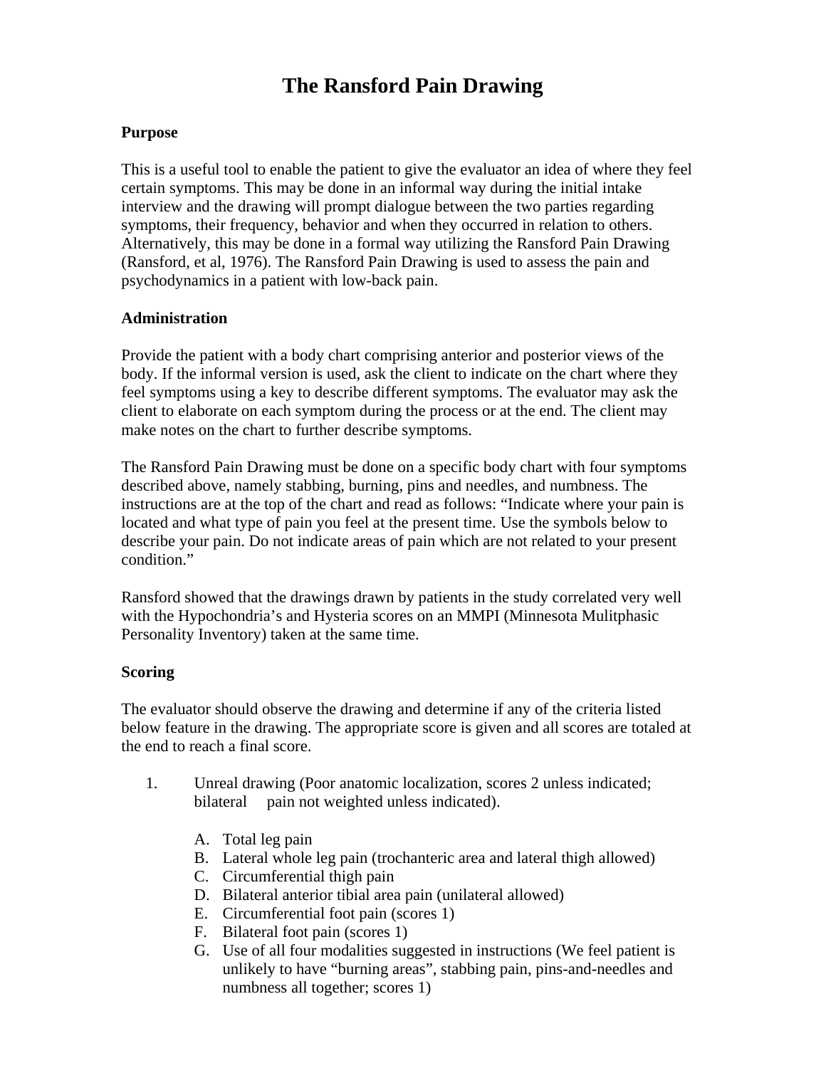# The Ransford Pain Drawing

**Purpose**

This is a useful tool to enable the patient to give the evaluator an idea of where they feel certain symptoms. This may be done in an informal way during the initial intake interview and the drawing will prompt dialogue between the two parties regarding symptoms, their frequency, behavior and when they occurred in relation to others. Alternatively, this may be done in a formal way utilizing the Ransford Pain Drawing (Ransford, et al, 1976). The Ransford Pain Drawing is used to assess the pain and psychodynamics in a patient with low-back pain.

**Administration**

Provide the patient with a body chart comprising anterior and posterior views of the body. If the informal version is used, ask the client to indicate on the chart where they feel symptoms using a key to describe different symptoms. The evaluator may ask the client to elaborate on each symptom during the process or at the end. The client may make notes on the chart to further describe symptoms.

The Ransford Pain Drawing must be done on a specific body chart with four symptoms described above, namely stabbing, burning, pins and needles, and numbness. The instructions are at the top of the chart and read as follows: "Indicate where your pain is located and what type of pain you feel at the present time. Use the symbols below to describe your pain. Do not indicate areas of pain which are not related to your present condition."

Ransford showed that the drawings drawn by patients in the study correlated very well with the Hypochondria's and Hysteria scores on an MMPI (Minnesota Mulitphasic Personality Inventory) taken at the same time.

**Scoring**

The evaluator should observe the drawing and determine if any of the criteria listed below feature in the drawing. The appropriate score is given and all scores are totaled at the end to reach a final score.

1. Unreal drawing (Poor anatomic localization, scores 2 unless indicated; bilateral pain not weighted unless indicated).

   A. Total leg pain
   B. Lateral whole leg pain (trochanteric area and lateral thigh allowed)
   C. Circumferential thigh pain
   D. Bilateral anterior tibial area pain (unilateral allowed)
   E. Circumferential foot pain (scores 1)
   F. Bilateral foot pain (scores 1)
   G. Use of all four modalities suggested in instructions (We feel patient is unlikely to have "burning areas", stabbing pain, pins-and-needles and numbness all together; scores 1)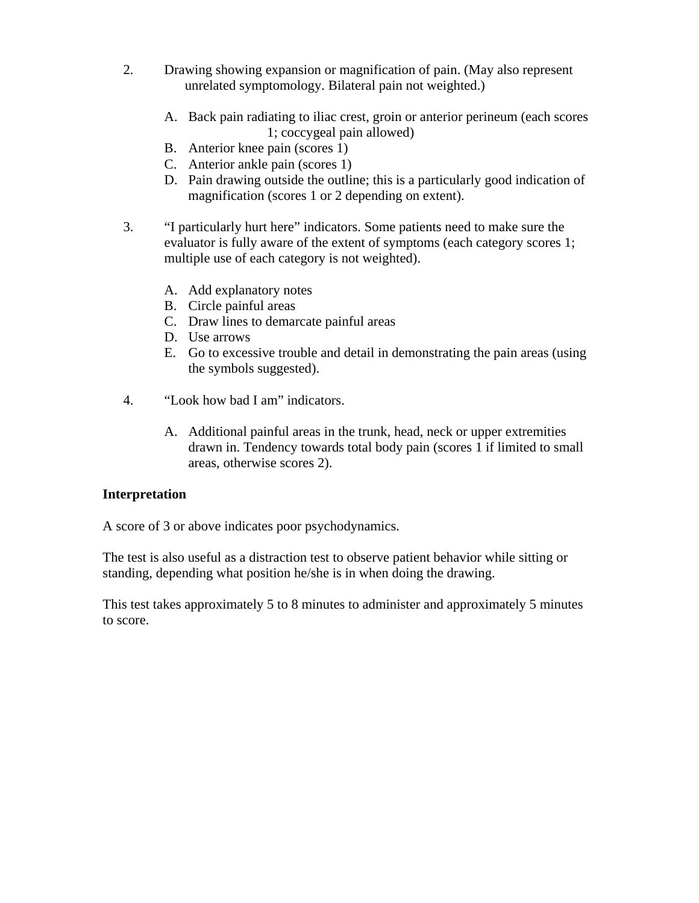2. Drawing showing expansion or magnification of pain. (May also represent unrelated symptomology. Bilateral pain not weighted.)

    A. Back pain radiating to iliac crest, groin or anterior perineum (each scores 1; coccygeal pain allowed)
    B. Anterior knee pain (scores 1)
    C. Anterior ankle pain (scores 1)
    D. Pain drawing outside the outline; this is a particularly good indication of magnification (scores 1 or 2 depending on extent).

3. "I particularly hurt here" indicators. Some patients need to make sure the evaluator is fully aware of the extent of symptoms (each category scores 1; multiple use of each category is not weighted).

    A. Add explanatory notes
    B. Circle painful areas
    C. Draw lines to demarcate painful areas
    D. Use arrows
    E. Go to excessive trouble and detail in demonstrating the pain areas (using the symbols suggested).

4. "Look how bad I am" indicators.

    A. Additional painful areas in the trunk, head, neck or upper extremities drawn in. Tendency towards total body pain (scores 1 if limited to small areas, otherwise scores 2).

**Interpretation**

A score of 3 or above indicates poor psychodynamics.

The test is also useful as a distraction test to observe patient behavior while sitting or standing, depending what position he/she is in when doing the drawing.

This test takes approximately 5 to 8 minutes to administer and approximately 5 minutes to score.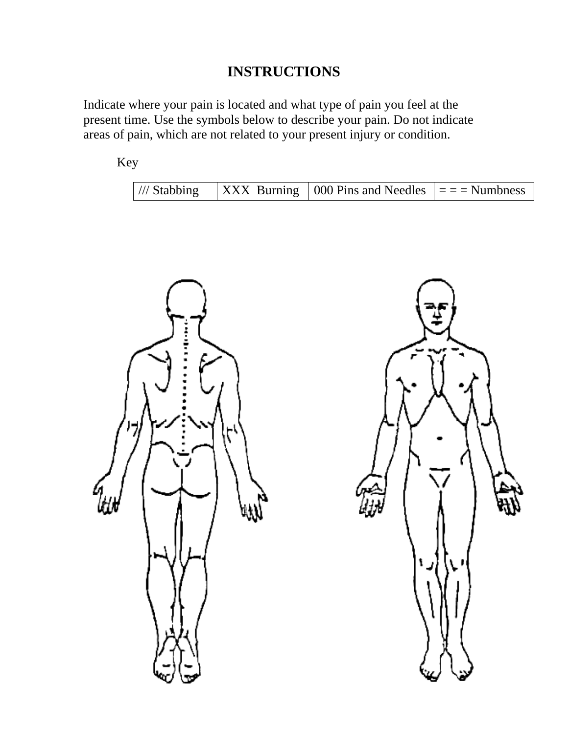# INSTRUCTIONS

Indicate where your pain is located and what type of pain you feel at the present time. Use the symbols below to describe your pain. Do not indicate areas of pain, which are not related to your present injury or condition.

Key

| | | | |
|---|---|---|---|
| /// Stabbing | XXX Burning | 000 Pins and Needles | = = = Numbness |